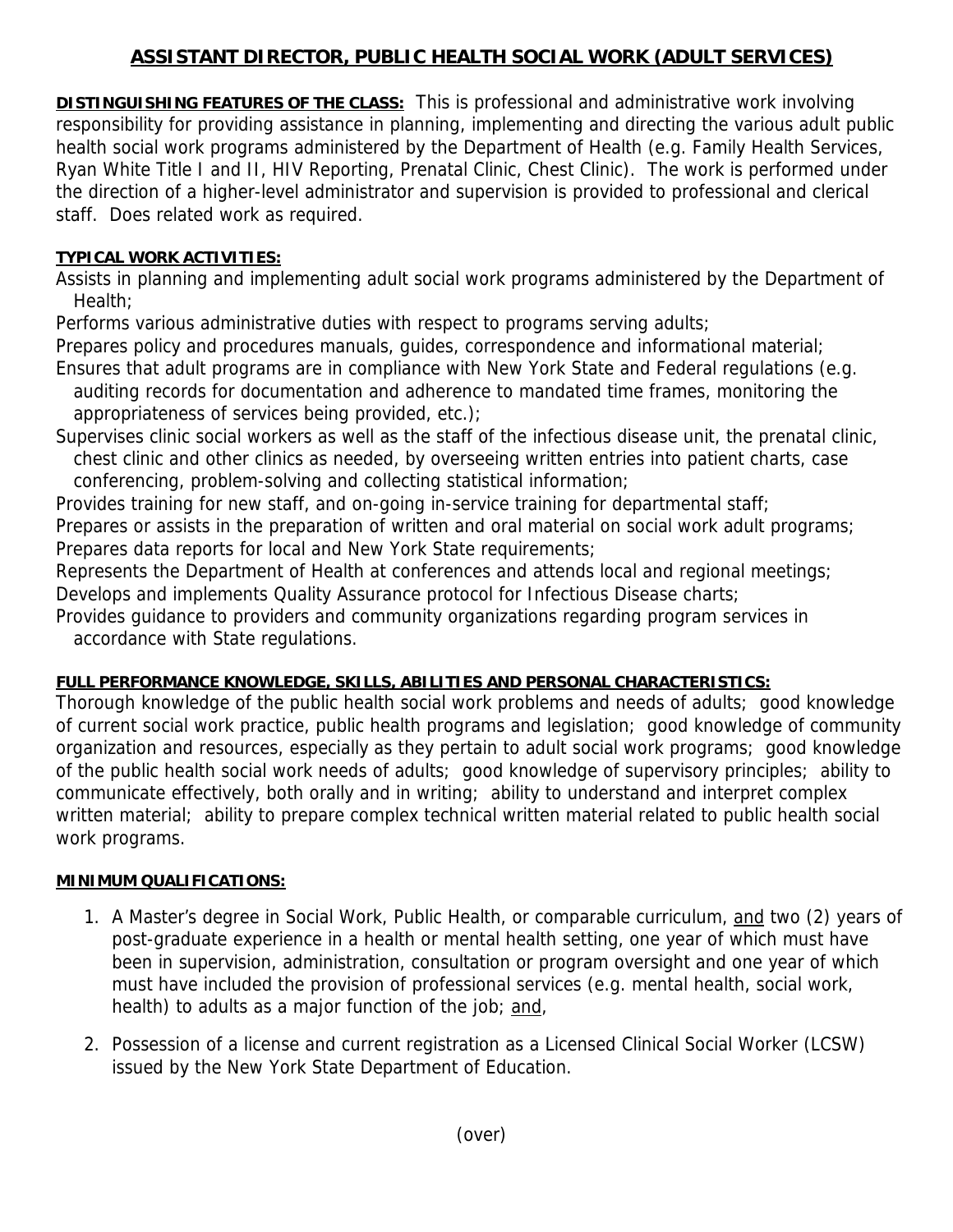# ASSISTANT DIRECTOR, PUBLIC HEALTH SOCIAL WORK (ADULT SERVICES)

**DISTINGUISHING FEATURES OF THE CLASS:** This is professional and administrative work involving responsibility for providing assistance in planning, implementing and directing the various adult public health social work programs administered by the Department of Health (e.g. Family Health Services, Ryan White Title I and II, HIV Reporting, Prenatal Clinic, Chest Clinic). The work is performed under the direction of a higher-level administrator and supervision is provided to professional and clerical staff. Does related work as required.

**TYPICAL WORK ACTIVITIES:**

Assists in planning and implementing adult social work programs administered by the Department of Health;

Performs various administrative duties with respect to programs serving adults;

Prepares policy and procedures manuals, guides, correspondence and informational material;

Ensures that adult programs are in compliance with New York State and Federal regulations (e.g. auditing records for documentation and adherence to mandated time frames, monitoring the appropriateness of services being provided, etc.);

Supervises clinic social workers as well as the staff of the infectious disease unit, the prenatal clinic, chest clinic and other clinics as needed, by overseeing written entries into patient charts, case conferencing, problem-solving and collecting statistical information;

Provides training for new staff, and on-going in-service training for departmental staff;

Prepares or assists in the preparation of written and oral material on social work adult programs;

Prepares data reports for local and New York State requirements;

Represents the Department of Health at conferences and attends local and regional meetings;

Develops and implements Quality Assurance protocol for Infectious Disease charts;

Provides guidance to providers and community organizations regarding program services in accordance with State regulations.

**FULL PERFORMANCE KNOWLEDGE, SKILLS, ABILITIES AND PERSONAL CHARACTERISTICS:**

Thorough knowledge of the public health social work problems and needs of adults; good knowledge of current social work practice, public health programs and legislation; good knowledge of community organization and resources, especially as they pertain to adult social work programs; good knowledge of the public health social work needs of adults; good knowledge of supervisory principles; ability to communicate effectively, both orally and in writing; ability to understand and interpret complex written material; ability to prepare complex technical written material related to public health social work programs.

**MINIMUM QUALIFICATIONS:**

1. A Master's degree in Social Work, Public Health, or comparable curriculum, and two (2) years of post-graduate experience in a health or mental health setting, one year of which must have been in supervision, administration, consultation or program oversight and one year of which must have included the provision of professional services (e.g. mental health, social work, health) to adults as a major function of the job; and,

2. Possession of a license and current registration as a Licensed Clinical Social Worker (LCSW) issued by the New York State Department of Education.

(over)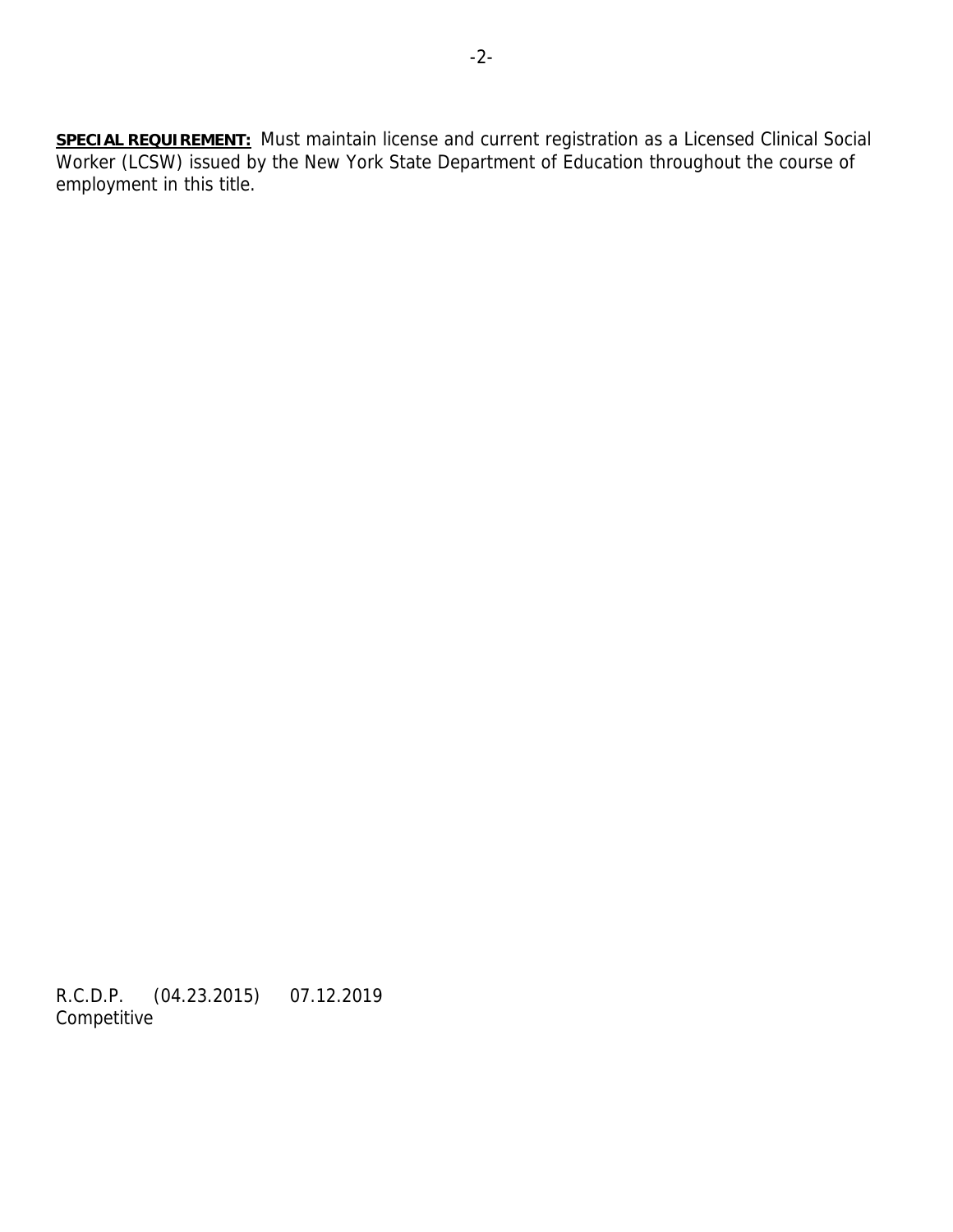**SPECIAL REQUIREMENT:** Must maintain license and current registration as a Licensed Clinical Social Worker (LCSW) issued by the New York State Department of Education throughout the course of employment in this title.

R.C.D.P. (04.23.2015) 07.12.2019
Competitive